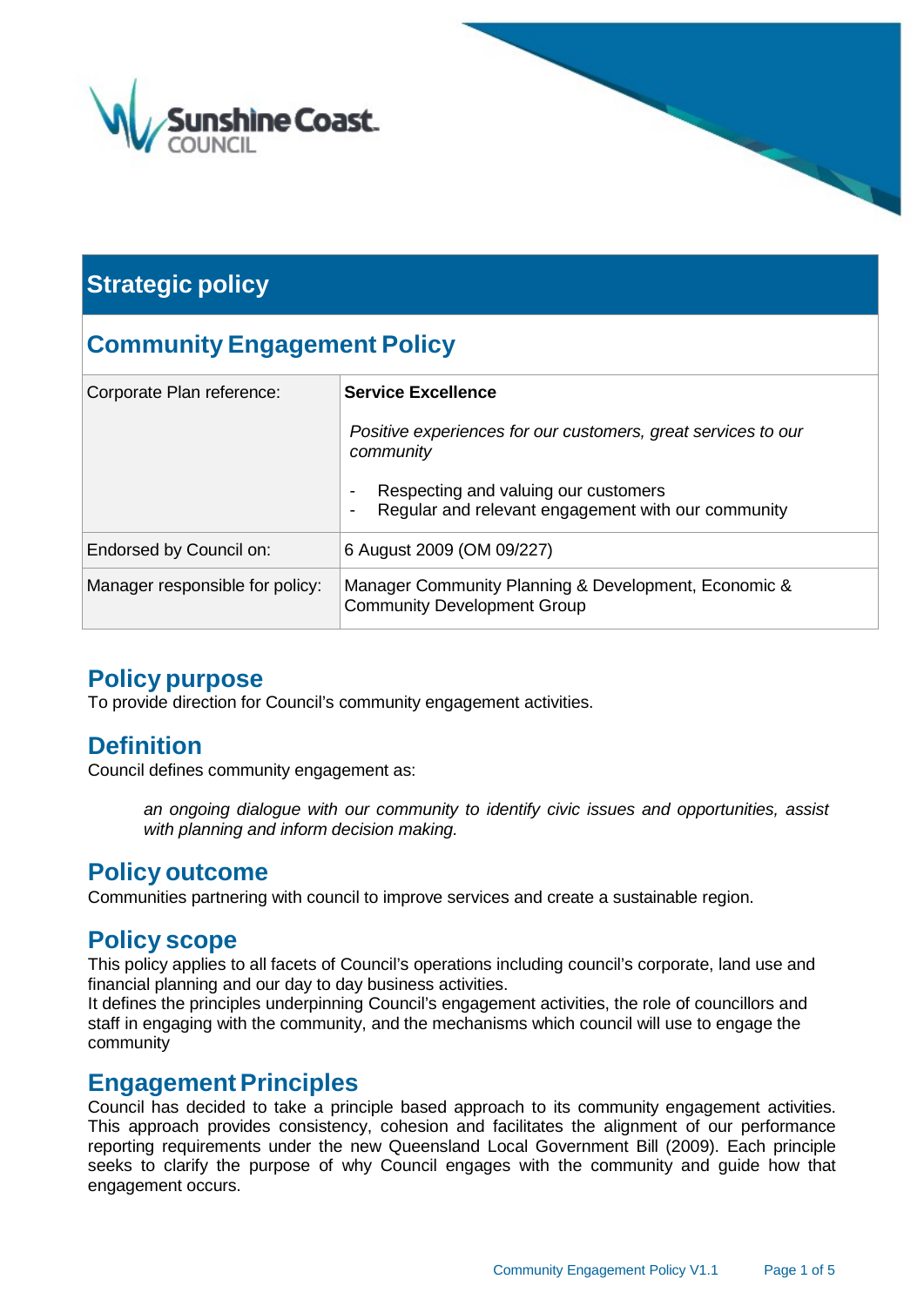## Strategic policy

# Community Engagement Policy

| Corporate Plan reference: | **Service Excellence**<br><br>*Positive experiences for our customers, great services to our community*<br><br>- Respecting and valuing our customers<br>- Regular and relevant engagement with our community |
|---|---|
| Endorsed by Council on: | 6 August 2009 (OM 09/227) |
| Manager responsible for policy: | Manager Community Planning & Development, Economic & Community Development Group |

## Policy purpose

To provide direction for Council's community engagement activities.

## Definition

Council defines community engagement as:

> *an ongoing dialogue with our community to identify civic issues and opportunities, assist with planning and inform decision making.*

## Policy outcome

Communities partnering with council to improve services and create a sustainable region.

## Policy scope

This policy applies to all facets of Council's operations including council's corporate, land use and financial planning and our day to day business activities.
It defines the principles underpinning Council's engagement activities, the role of councillors and staff in engaging with the community, and the mechanisms which council will use to engage the community

## Engagement Principles

Council has decided to take a principle based approach to its community engagement activities. This approach provides consistency, cohesion and facilitates the alignment of our performance reporting requirements under the new Queensland Local Government Bill (2009). Each principle seeks to clarify the purpose of why Council engages with the community and guide how that engagement occurs.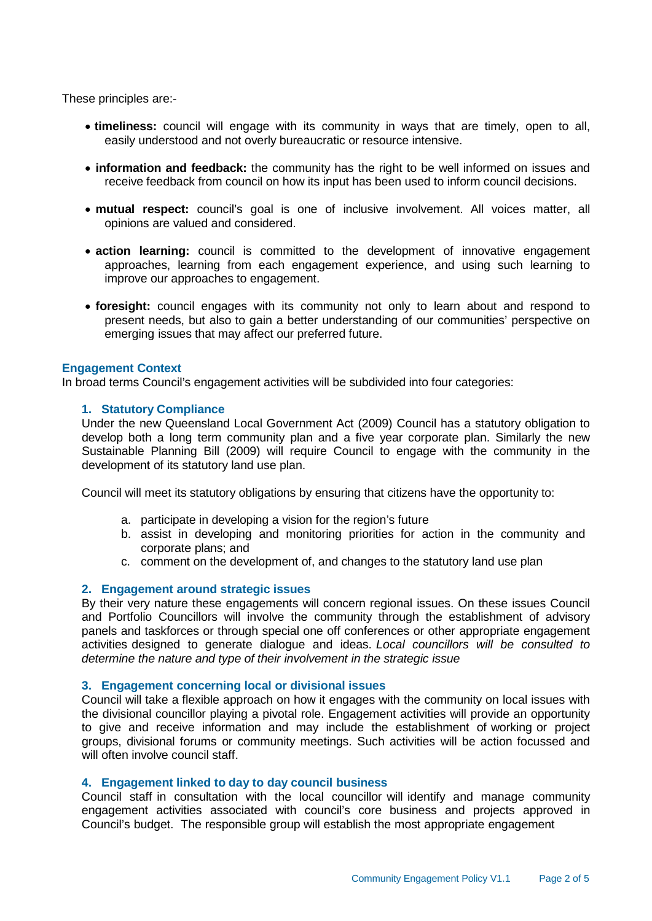These principles are:-

- **timeliness:** council will engage with its community in ways that are timely, open to all, easily understood and not overly bureaucratic or resource intensive.

- **information and feedback:** the community has the right to be well informed on issues and receive feedback from council on how its input has been used to inform council decisions.

- **mutual respect:** council's goal is one of inclusive involvement. All voices matter, all opinions are valued and considered.

- **action learning:** council is committed to the development of innovative engagement approaches, learning from each engagement experience, and using such learning to improve our approaches to engagement.

- **foresight:** council engages with its community not only to learn about and respond to present needs, but also to gain a better understanding of our communities' perspective on emerging issues that may affect our preferred future.

## Engagement Context

In broad terms Council's engagement activities will be subdivided into four categories:

### 1. Statutory Compliance

Under the new Queensland Local Government Act (2009) Council has a statutory obligation to develop both a long term community plan and a five year corporate plan. Similarly the new Sustainable Planning Bill (2009) will require Council to engage with the community in the development of its statutory land use plan.

Council will meet its statutory obligations by ensuring that citizens have the opportunity to:

a. participate in developing a vision for the region's future
b. assist in developing and monitoring priorities for action in the community and corporate plans; and
c. comment on the development of, and changes to the statutory land use plan

### 2. Engagement around strategic issues

By their very nature these engagements will concern regional issues. On these issues Council and Portfolio Councillors will involve the community through the establishment of advisory panels and taskforces or through special one off conferences or other appropriate engagement activities designed to generate dialogue and ideas. *Local councillors will be consulted to determine the nature and type of their involvement in the strategic issue*

### 3. Engagement concerning local or divisional issues

Council will take a flexible approach on how it engages with the community on local issues with the divisional councillor playing a pivotal role. Engagement activities will provide an opportunity to give and receive information and may include the establishment of working or project groups, divisional forums or community meetings. Such activities will be action focussed and will often involve council staff.

### 4. Engagement linked to day to day council business

Council staff in consultation with the local councillor will identify and manage community engagement activities associated with council's core business and projects approved in Council's budget. The responsible group will establish the most appropriate engagement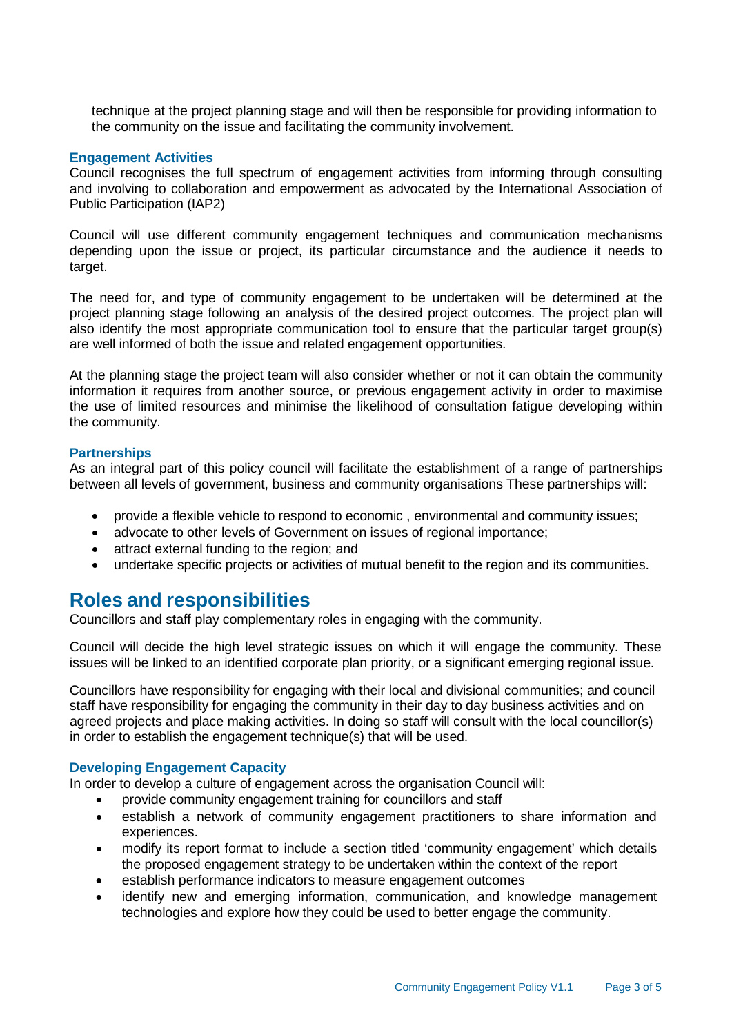technique at the project planning stage and will then be responsible for providing information to the community on the issue and facilitating the community involvement.

### Engagement Activities

Council recognises the full spectrum of engagement activities from informing through consulting and involving to collaboration and empowerment as advocated by the International Association of Public Participation (IAP2)

Council will use different community engagement techniques and communication mechanisms depending upon the issue or project, its particular circumstance and the audience it needs to target.

The need for, and type of community engagement to be undertaken will be determined at the project planning stage following an analysis of the desired project outcomes. The project plan will also identify the most appropriate communication tool to ensure that the particular target group(s) are well informed of both the issue and related engagement opportunities.

At the planning stage the project team will also consider whether or not it can obtain the community information it requires from another source, or previous engagement activity in order to maximise the use of limited resources and minimise the likelihood of consultation fatigue developing within the community.

### Partnerships

As an integral part of this policy council will facilitate the establishment of a range of partnerships between all levels of government, business and community organisations These partnerships will:

- provide a flexible vehicle to respond to economic , environmental and community issues;
- advocate to other levels of Government on issues of regional importance;
- attract external funding to the region; and
- undertake specific projects or activities of mutual benefit to the region and its communities.

## Roles and responsibilities

Councillors and staff play complementary roles in engaging with the community.

Council will decide the high level strategic issues on which it will engage the community. These issues will be linked to an identified corporate plan priority, or a significant emerging regional issue.

Councillors have responsibility for engaging with their local and divisional communities; and council staff have responsibility for engaging the community in their day to day business activities and on agreed projects and place making activities. In doing so staff will consult with the local councillor(s) in order to establish the engagement technique(s) that will be used.

### Developing Engagement Capacity

In order to develop a culture of engagement across the organisation Council will:

- provide community engagement training for councillors and staff
- establish a network of community engagement practitioners to share information and experiences.
- modify its report format to include a section titled 'community engagement' which details the proposed engagement strategy to be undertaken within the context of the report
- establish performance indicators to measure engagement outcomes
- identify new and emerging information, communication, and knowledge management technologies and explore how they could be used to better engage the community.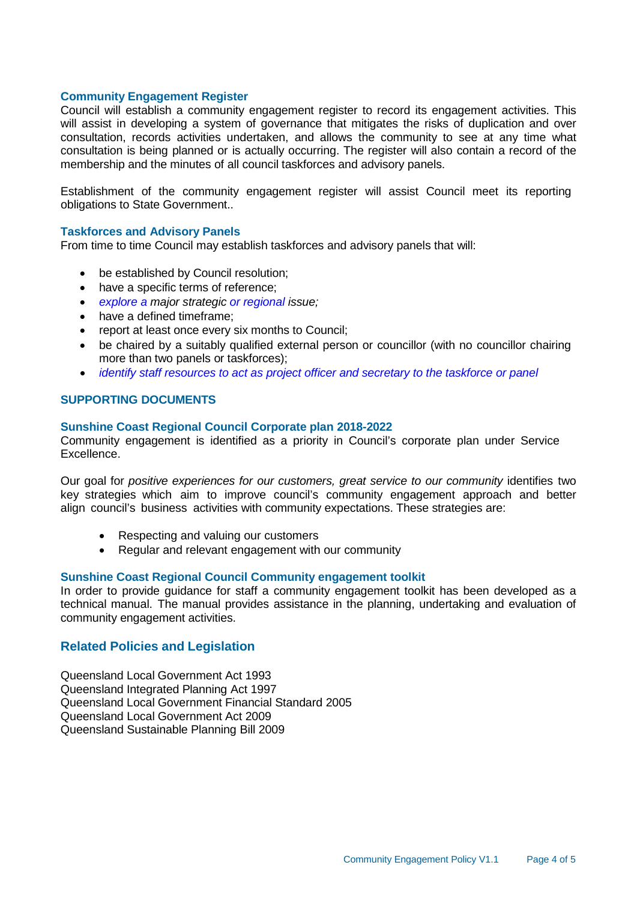### Community Engagement Register

Council will establish a community engagement register to record its engagement activities. This will assist in developing a system of governance that mitigates the risks of duplication and over consultation, records activities undertaken, and allows the community to see at any time what consultation is being planned or is actually occurring. The register will also contain a record of the membership and the minutes of all council taskforces and advisory panels.

Establishment of the community engagement register will assist Council meet its reporting obligations to State Government..

### Taskforces and Advisory Panels

From time to time Council may establish taskforces and advisory panels that will:

- be established by Council resolution;
- have a specific terms of reference;
- *explore a major strategic or regional issue;*
- have a defined timeframe;
- report at least once every six months to Council;
- be chaired by a suitably qualified external person or councillor (with no councillor chairing more than two panels or taskforces);
- *identify staff resources to act as project officer and secretary to the taskforce or panel*

## SUPPORTING DOCUMENTS

### Sunshine Coast Regional Council Corporate plan 2018-2022

Community engagement is identified as a priority in Council's corporate plan under Service Excellence.

Our goal for *positive experiences for our customers, great service to our community* identifies two key strategies which aim to improve council's community engagement approach and better align council's business activities with community expectations. These strategies are:

- Respecting and valuing our customers
- Regular and relevant engagement with our community

### Sunshine Coast Regional Council Community engagement toolkit

In order to provide guidance for staff a community engagement toolkit has been developed as a technical manual. The manual provides assistance in the planning, undertaking and evaluation of community engagement activities.

## Related Policies and Legislation

Queensland Local Government Act 1993
Queensland Integrated Planning Act 1997
Queensland Local Government Financial Standard 2005
Queensland Local Government Act 2009
Queensland Sustainable Planning Bill 2009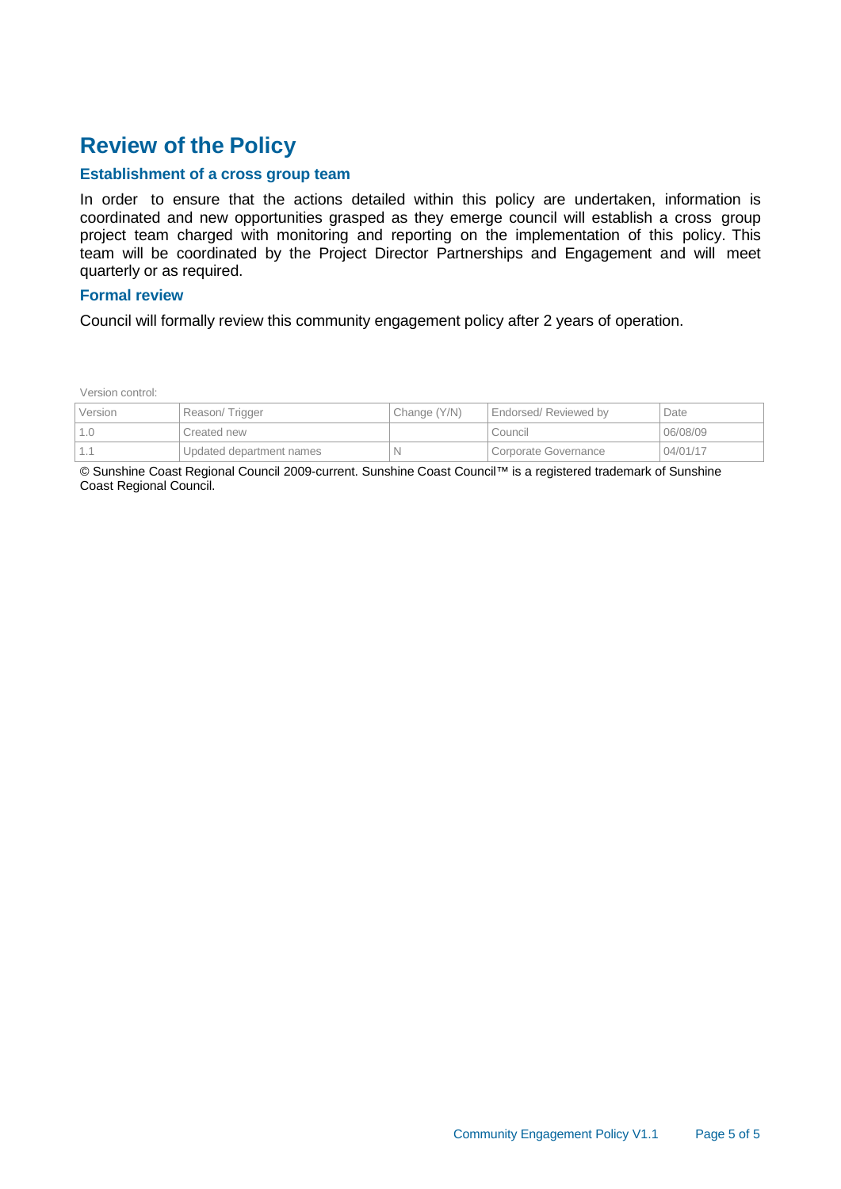# Review of the Policy

## Establishment of a cross group team

In order to ensure that the actions detailed within this policy are undertaken, information is coordinated and new opportunities grasped as they emerge council will establish a cross group project team charged with monitoring and reporting on the implementation of this policy. This team will be coordinated by the Project Director Partnerships and Engagement and will meet quarterly or as required.

## Formal review

Council will formally review this community engagement policy after 2 years of operation.

Version control:

| Version | Reason/ Trigger | Change (Y/N) | Endorsed/ Reviewed by | Date |
|---|---|---|---|---|
| 1.0 | Created new | | Council | 06/08/09 |
| 1.1 | Updated department names | N | Corporate Governance | 04/01/17 |

© Sunshine Coast Regional Council 2009-current. Sunshine Coast Council™ is a registered trademark of Sunshine Coast Regional Council.